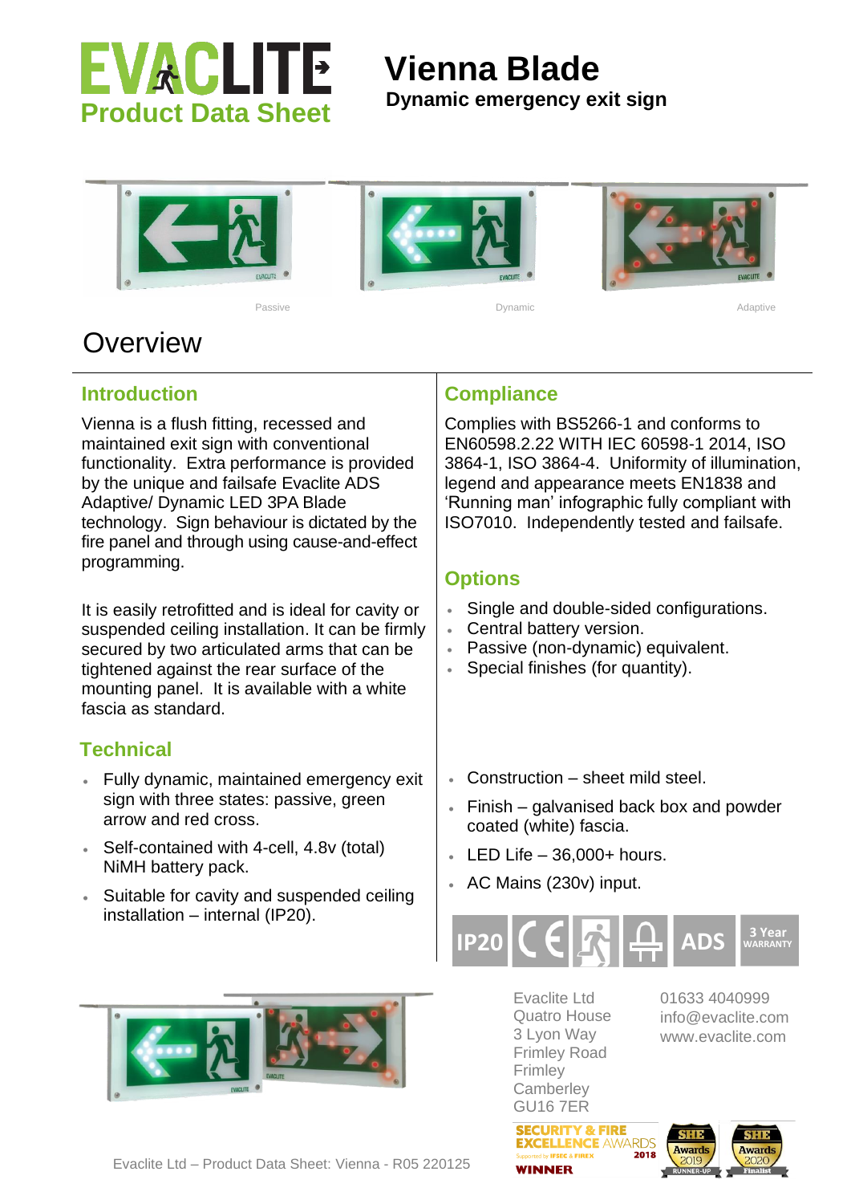# EVACLITE Product Data Sheet

# Vienna Blade

**Dynamic emergency exit sign**

Passive | Dynamic | Adaptive

## Overview

### Introduction

Vienna is a flush fitting, recessed and maintained exit sign with conventional functionality. Extra performance is provided by the unique and failsafe Evaclite ADS Adaptive/ Dynamic LED 3PA Blade technology. Sign behaviour is dictated by the fire panel and through using cause-and-effect programming.

It is easily retrofitted and is ideal for cavity or suspended ceiling installation. It can be firmly secured by two articulated arms that can be tightened against the rear surface of the mounting panel. It is available with a white fascia as standard.

### Technical

- Fully dynamic, maintained emergency exit sign with three states: passive, green arrow and red cross.
- Self-contained with 4-cell, 4.8v (total) NiMH battery pack.
- Suitable for cavity and suspended ceiling installation – internal (IP20).
- Construction – sheet mild steel.
- Finish – galvanised back box and powder coated (white) fascia.
- LED Life – 36,000+ hours.
- AC Mains (230v) input.

### Compliance

Complies with BS5266-1 and conforms to EN60598.2.22 WITH IEC 60598-1 2014, ISO 3864-1, ISO 3864-4. Uniformity of illumination, legend and appearance meets EN1838 and 'Running man' infographic fully compliant with ISO7010. Independently tested and failsafe.

### Options

- Single and double-sided configurations.
- Central battery version.
- Passive (non-dynamic) equivalent.
- Special finishes (for quantity).

IP20 | CE | ADS | 3 Year WARRANTY

Evaclite Ltd
Quatro House
3 Lyon Way
Frimley Road
Frimley
Camberley
GU16 7ER

01633 4040999
info@evaclite.com
www.evaclite.com

SECURITY & FIRE EXCELLENCE AWARDS 2018 WINNER | SHE Awards 2019 RUNNER-UP | SHE Awards 2020 Finalist

Evaclite Ltd – Product Data Sheet: Vienna - R05 220125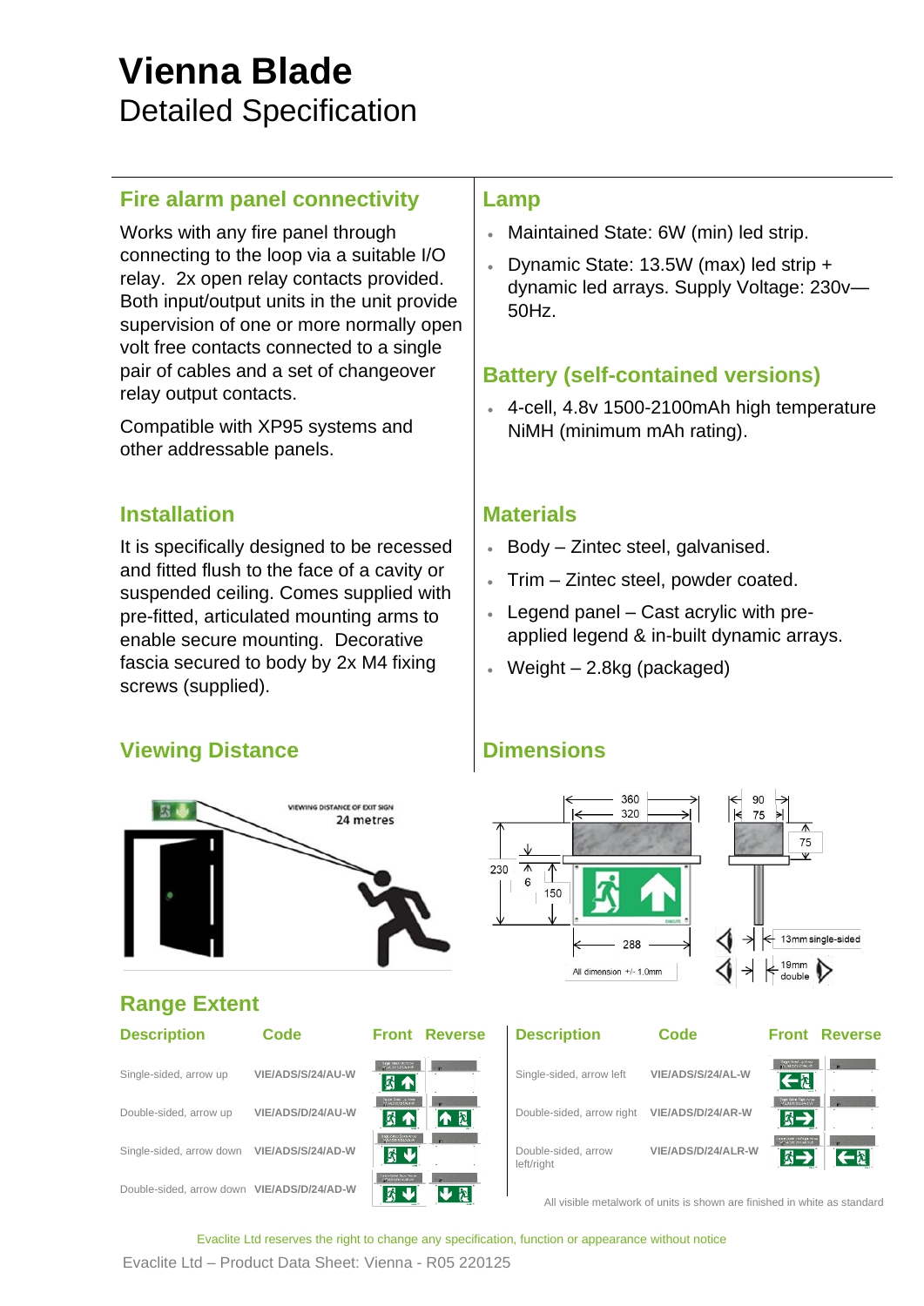# Vienna Blade

Detailed Specification

## Fire alarm panel connectivity

Works with any fire panel through connecting to the loop via a suitable I/O relay. 2x open relay contacts provided. Both input/output units in the unit provide supervision of one or more normally open volt free contacts connected to a single pair of cables and a set of changeover relay output contacts.

Compatible with XP95 systems and other addressable panels.

## Installation

It is specifically designed to be recessed and fitted flush to the face of a cavity or suspended ceiling. Comes supplied with pre-fitted, articulated mounting arms to enable secure mounting. Decorative fascia secured to body by 2x M4 fixing screws (supplied).

## Viewing Distance

VIEWING DISTANCE OF EXIT SIGN
24 metres

## Lamp

- Maintained State: 6W (min) led strip.
- Dynamic State: 13.5W (max) led strip + dynamic led arrays. Supply Voltage: 230v—50Hz.

## Battery (self-contained versions)

- 4-cell, 4.8v 1500-2100mAh high temperature NiMH (minimum mAh rating).

## Materials

- Body – Zintec steel, galvanised.
- Trim – Zintec steel, powder coated.
- Legend panel – Cast acrylic with pre-applied legend & in-built dynamic arrays.
- Weight – 2.8kg (packaged)

## Dimensions

360
320
230
6
150
288
90
75
75
13mm single-sided
19mm double
All dimension +/- 1.0mm

## Range Extent

| Description | Code | Front | Reverse |
|---|---|---|---|
| Single-sided, arrow up | VIE/ADS/S/24/AU-W | | |
| Double-sided, arrow up | VIE/ADS/D/24/AU-W | | |
| Single-sided, arrow down | VIE/ADS/S/24/AD-W | | |
| Double-sided, arrow down | VIE/ADS/D/24/AD-W | | |
| Single-sided, arrow left | VIE/ADS/S/24/AL-W | | |
| Double-sided, arrow right | VIE/ADS/D/24/AR-W | | |
| Double-sided, arrow left/right | VIE/ADS/D/24/ALR-W | | |

All visible metalwork of units is shown are finished in white as standard

Evaclite Ltd reserves the right to change any specification, function or appearance without notice

Evaclite Ltd – Product Data Sheet: Vienna - R05 220125